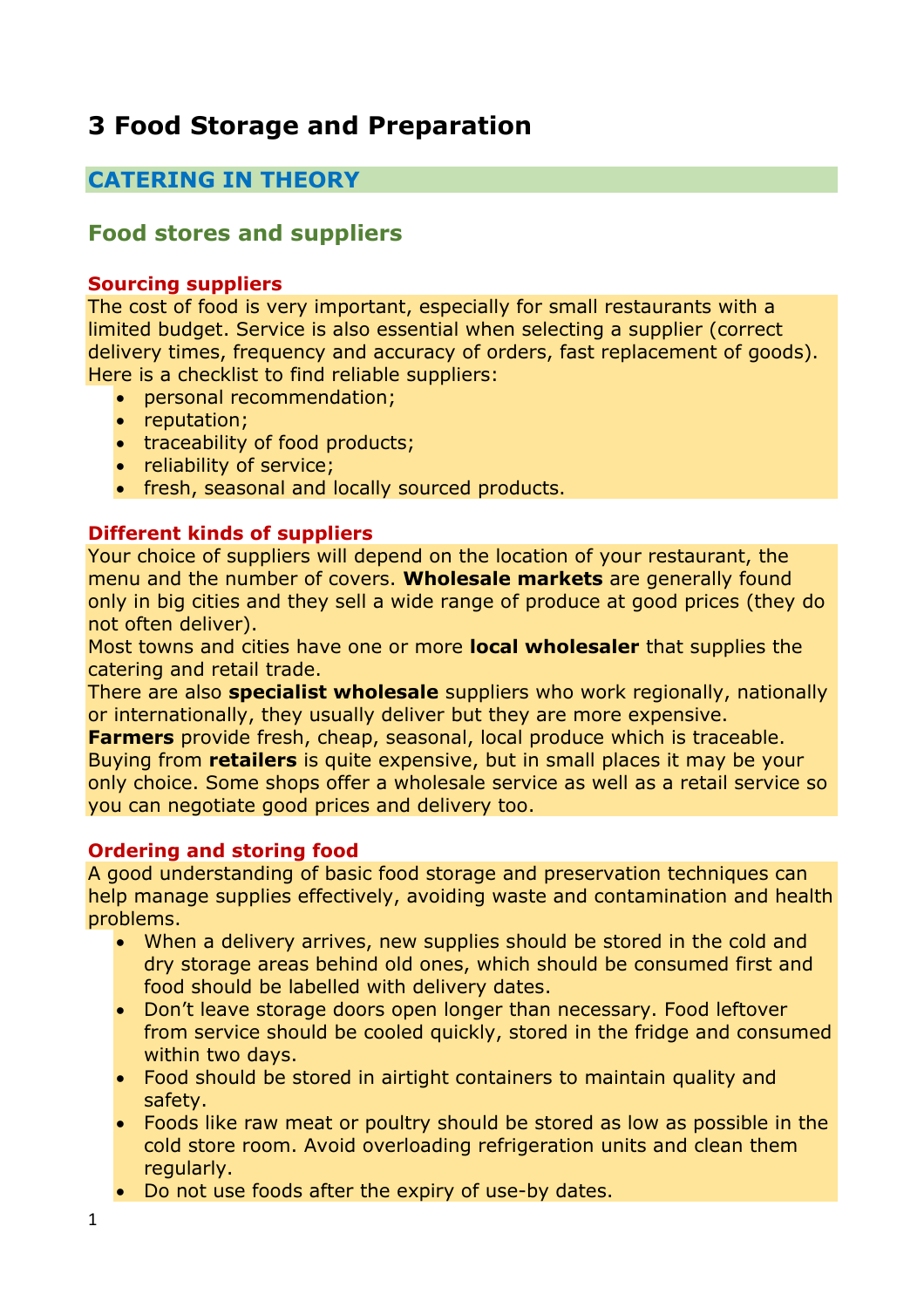# 3 Food Storage and Preparation

## CATERING IN THEORY

## Food stores and suppliers

### Sourcing suppliers

The cost of food is very important, especially for small restaurants with a limited budget. Service is also essential when selecting a supplier (correct delivery times, frequency and accuracy of orders, fast replacement of goods). Here is a checklist to find reliable suppliers:

- personal recommendation;
- reputation;
- traceability of food products;
- reliability of service;
- fresh, seasonal and locally sourced products.

### Different kinds of suppliers

Your choice of suppliers will depend on the location of your restaurant, the menu and the number of covers. **Wholesale markets** are generally found only in big cities and they sell a wide range of produce at good prices (they do not often deliver).

Most towns and cities have one or more **local wholesaler** that supplies the catering and retail trade.

There are also **specialist wholesale** suppliers who work regionally, nationally or internationally, they usually deliver but they are more expensive.

**Farmers** provide fresh, cheap, seasonal, local produce which is traceable.

Buying from **retailers** is quite expensive, but in small places it may be your only choice. Some shops offer a wholesale service as well as a retail service so you can negotiate good prices and delivery too.

### Ordering and storing food

A good understanding of basic food storage and preservation techniques can help manage supplies effectively, avoiding waste and contamination and health problems.

- When a delivery arrives, new supplies should be stored in the cold and dry storage areas behind old ones, which should be consumed first and food should be labelled with delivery dates.
- Don't leave storage doors open longer than necessary. Food leftover from service should be cooled quickly, stored in the fridge and consumed within two days.
- Food should be stored in airtight containers to maintain quality and safety.
- Foods like raw meat or poultry should be stored as low as possible in the cold store room. Avoid overloading refrigeration units and clean them regularly.
- Do not use foods after the expiry of use-by dates.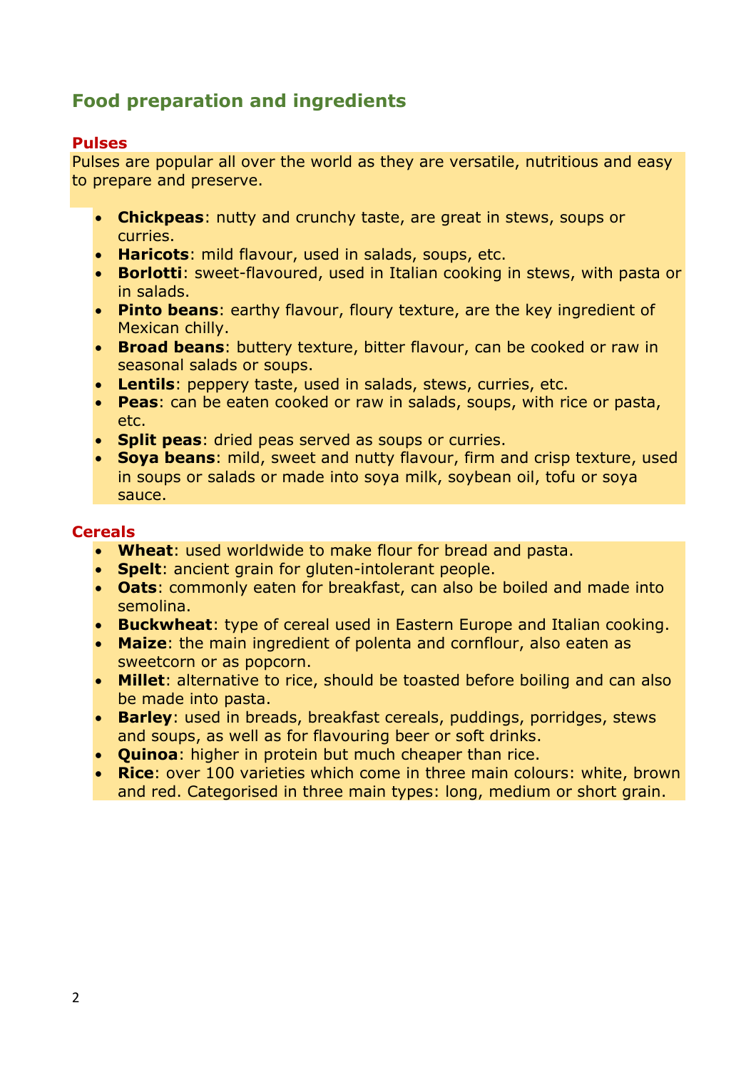## Food preparation and ingredients

### Pulses

Pulses are popular all over the world as they are versatile, nutritious and easy to prepare and preserve.

- **Chickpeas**: nutty and crunchy taste, are great in stews, soups or curries.
- **Haricots**: mild flavour, used in salads, soups, etc.
- **Borlotti**: sweet-flavoured, used in Italian cooking in stews, with pasta or in salads.
- **Pinto beans**: earthy flavour, floury texture, are the key ingredient of Mexican chilly.
- **Broad beans**: buttery texture, bitter flavour, can be cooked or raw in seasonal salads or soups.
- **Lentils**: peppery taste, used in salads, stews, curries, etc.
- **Peas**: can be eaten cooked or raw in salads, soups, with rice or pasta, etc.
- **Split peas**: dried peas served as soups or curries.
- **Soya beans**: mild, sweet and nutty flavour, firm and crisp texture, used in soups or salads or made into soya milk, soybean oil, tofu or soya sauce.

### Cereals

- **Wheat**: used worldwide to make flour for bread and pasta.
- **Spelt**: ancient grain for gluten-intolerant people.
- **Oats**: commonly eaten for breakfast, can also be boiled and made into semolina.
- **Buckwheat**: type of cereal used in Eastern Europe and Italian cooking.
- **Maize**: the main ingredient of polenta and cornflour, also eaten as sweetcorn or as popcorn.
- **Millet**: alternative to rice, should be toasted before boiling and can also be made into pasta.
- **Barley**: used in breads, breakfast cereals, puddings, porridges, stews and soups, as well as for flavouring beer or soft drinks.
- **Quinoa**: higher in protein but much cheaper than rice.
- **Rice**: over 100 varieties which come in three main colours: white, brown and red. Categorised in three main types: long, medium or short grain.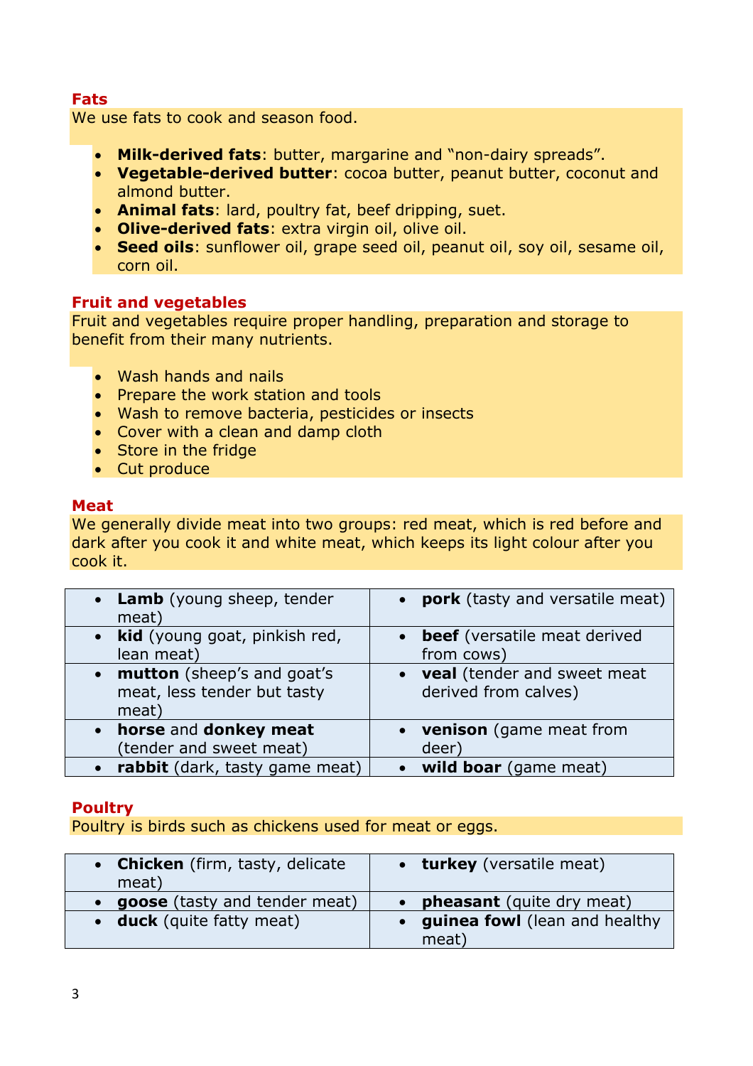## Fats

We use fats to cook and season food.

- **Milk-derived fats**: butter, margarine and "non-dairy spreads".
- **Vegetable-derived butter**: cocoa butter, peanut butter, coconut and almond butter.
- **Animal fats**: lard, poultry fat, beef dripping, suet.
- **Olive-derived fats**: extra virgin oil, olive oil.
- **Seed oils**: sunflower oil, grape seed oil, peanut oil, soy oil, sesame oil, corn oil.

## Fruit and vegetables

Fruit and vegetables require proper handling, preparation and storage to benefit from their many nutrients.

- Wash hands and nails
- Prepare the work station and tools
- Wash to remove bacteria, pesticides or insects
- Cover with a clean and damp cloth
- Store in the fridge
- Cut produce

## Meat

We generally divide meat into two groups: red meat, which is red before and dark after you cook it and white meat, which keeps its light colour after you cook it.

| | |
|---|---|
| • **Lamb** (young sheep, tender meat) | • **pork** (tasty and versatile meat) |
| • **kid** (young goat, pinkish red, lean meat) | • **beef** (versatile meat derived from cows) |
| • **mutton** (sheep's and goat's meat, less tender but tasty meat) | • **veal** (tender and sweet meat derived from calves) |
| • **horse** and **donkey meat** (tender and sweet meat) | • **venison** (game meat from deer) |
| • **rabbit** (dark, tasty game meat) | • **wild boar** (game meat) |

## Poultry

Poultry is birds such as chickens used for meat or eggs.

| | |
|---|---|
| • **Chicken** (firm, tasty, delicate meat) | • **turkey** (versatile meat) |
| • **goose** (tasty and tender meat) | • **pheasant** (quite dry meat) |
| • **duck** (quite fatty meat) | • **guinea fowl** (lean and healthy meat) |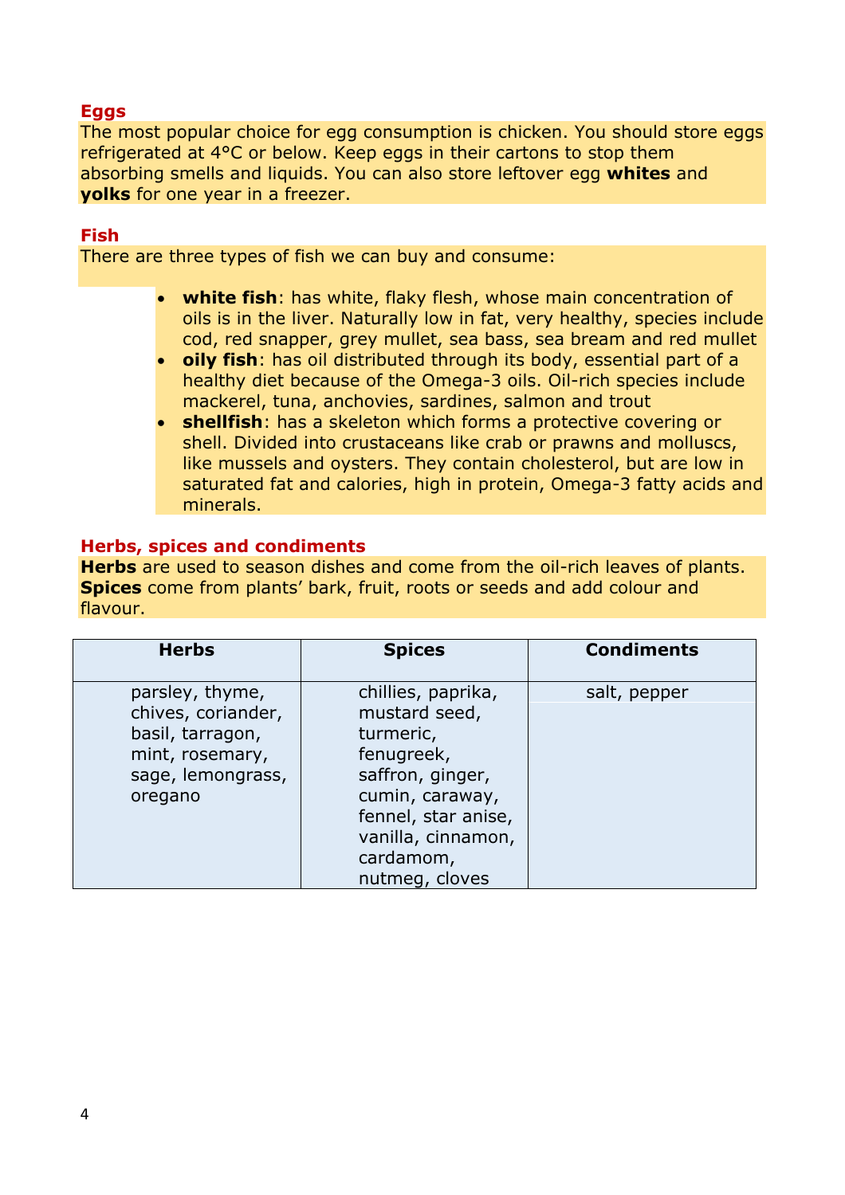## Eggs

The most popular choice for egg consumption is chicken. You should store eggs refrigerated at 4°C or below. Keep eggs in their cartons to stop them absorbing smells and liquids. You can also store leftover egg **whites** and **yolks** for one year in a freezer.

## Fish

There are three types of fish we can buy and consume:

- **white fish**: has white, flaky flesh, whose main concentration of oils is in the liver. Naturally low in fat, very healthy, species include cod, red snapper, grey mullet, sea bass, sea bream and red mullet
- **oily fish**: has oil distributed through its body, essential part of a healthy diet because of the Omega-3 oils. Oil-rich species include mackerel, tuna, anchovies, sardines, salmon and trout
- **shellfish**: has a skeleton which forms a protective covering or shell. Divided into crustaceans like crab or prawns and molluscs, like mussels and oysters. They contain cholesterol, but are low in saturated fat and calories, high in protein, Omega-3 fatty acids and minerals.

## Herbs, spices and condiments

**Herbs** are used to season dishes and come from the oil-rich leaves of plants. **Spices** come from plants' bark, fruit, roots or seeds and add colour and flavour.

| Herbs | Spices | Condiments |
|---|---|---|
| parsley, thyme, chives, coriander, basil, tarragon, mint, rosemary, sage, lemongrass, oregano | chillies, paprika, mustard seed, turmeric, fenugreek, saffron, ginger, cumin, caraway, fennel, star anise, vanilla, cinnamon, cardamom, nutmeg, cloves | salt, pepper |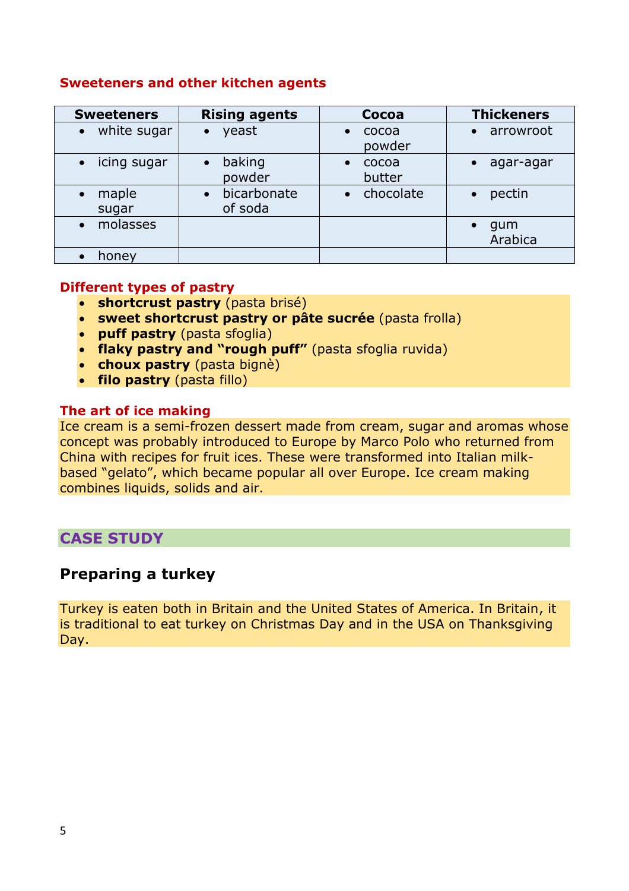### Sweeteners and other kitchen agents

| Sweeteners | Rising agents | Cocoa | Thickeners |
|---|---|---|---|
| • white sugar | • yeast | • cocoa powder | • arrowroot |
| • icing sugar | • baking powder | • cocoa butter | • agar-agar |
| • maple sugar | • bicarbonate of soda | • chocolate | • pectin |
| • molasses | | | • gum Arabica |
| • honey | | | |

### Different types of pastry

- **shortcrust pastry** (pasta brisé)
- **sweet shortcrust pastry or pâte sucrée** (pasta frolla)
- **puff pastry** (pasta sfoglia)
- **flaky pastry and "rough puff"** (pasta sfoglia ruvida)
- **choux pastry** (pasta bignè)
- **filo pastry** (pasta fillo)

### The art of ice making

Ice cream is a semi-frozen dessert made from cream, sugar and aromas whose concept was probably introduced to Europe by Marco Polo who returned from China with recipes for fruit ices. These were transformed into Italian milk-based "gelato", which became popular all over Europe. Ice cream making combines liquids, solids and air.

## CASE STUDY

## Preparing a turkey

Turkey is eaten both in Britain and the United States of America. In Britain, it is traditional to eat turkey on Christmas Day and in the USA on Thanksgiving Day.